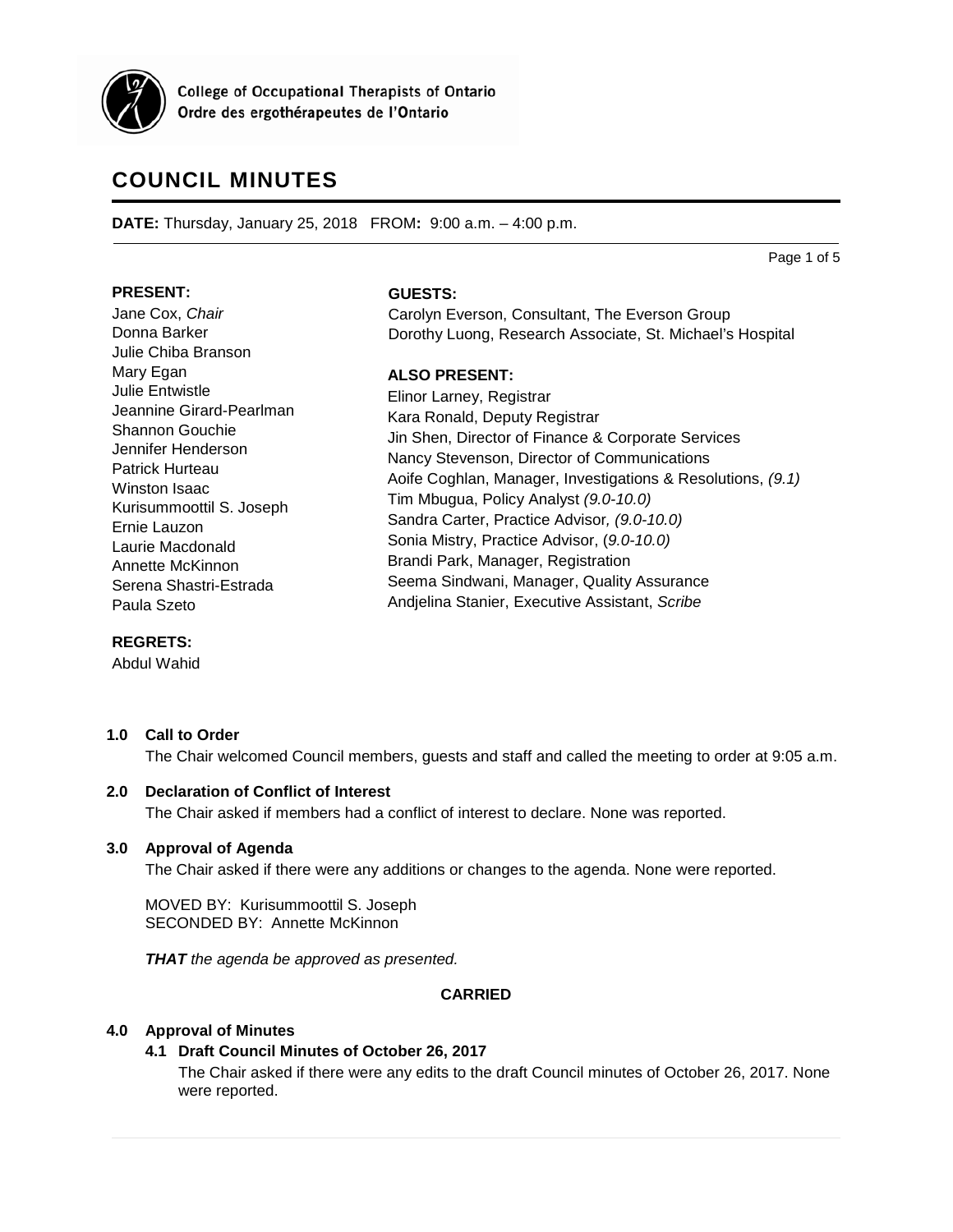College of Occupational Therapists of Ontario
Ordre des ergothérapeutes de l'Ontario

# COUNCIL MINUTES

**DATE:** Thursday, January 25, 2018 FROM**:** 9:00 a.m. – 4:00 p.m.

**PRESENT:**

Jane Cox, *Chair*
Donna Barker
Julie Chiba Branson
Mary Egan
Julie Entwistle
Jeannine Girard-Pearlman
Shannon Gouchie
Jennifer Henderson
Patrick Hurteau
Winston Isaac
Kurisummoottil S. Joseph
Ernie Lauzon
Laurie Macdonald
Annette McKinnon
Serena Shastri-Estrada
Paula Szeto

**REGRETS:**

Abdul Wahid

**GUESTS:**

Carolyn Everson, Consultant, The Everson Group
Dorothy Luong, Research Associate, St. Michael's Hospital

**ALSO PRESENT:**

Elinor Larney, Registrar
Kara Ronald, Deputy Registrar
Jin Shen, Director of Finance & Corporate Services
Nancy Stevenson, Director of Communications
Aoife Coghlan, Manager, Investigations & Resolutions, *(9.1)*
Tim Mbugua, Policy Analyst *(9.0-10.0)*
Sandra Carter, Practice Advisor*, (9.0-10.0)*
Sonia Mistry, Practice Advisor, (*9.0-10.0)*
Brandi Park, Manager, Registration
Seema Sindwani, Manager, Quality Assurance
Andjelina Stanier, Executive Assistant, *Scribe*

## 1.0 Call to Order

The Chair welcomed Council members, guests and staff and called the meeting to order at 9:05 a.m.

## 2.0 Declaration of Conflict of Interest

The Chair asked if members had a conflict of interest to declare. None was reported.

## 3.0 Approval of Agenda

The Chair asked if there were any additions or changes to the agenda. None were reported.

MOVED BY: Kurisummoottil S. Joseph
SECONDED BY: Annette McKinnon

***THAT** the agenda be approved as presented.*

**CARRIED**

## 4.0 Approval of Minutes

### 4.1 Draft Council Minutes of October 26, 2017

The Chair asked if there were any edits to the draft Council minutes of October 26, 2017. None were reported.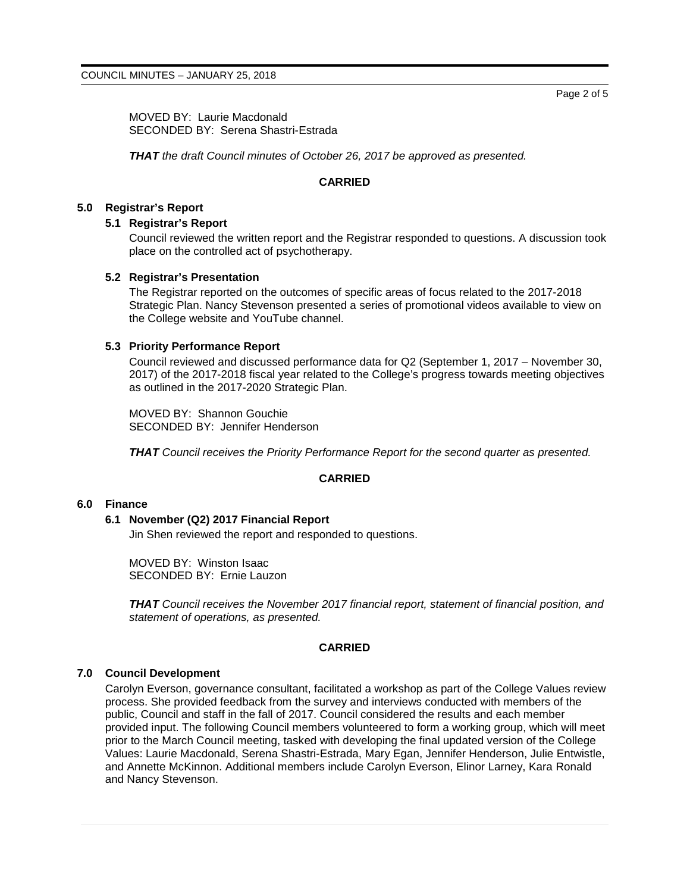MOVED BY: Laurie Macdonald
SECONDED BY: Serena Shastri-Estrada

***THAT*** *the draft Council minutes of October 26, 2017 be approved as presented.*

**CARRIED**

## 5.0 Registrar's Report

### 5.1 Registrar's Report

Council reviewed the written report and the Registrar responded to questions. A discussion took place on the controlled act of psychotherapy.

### 5.2 Registrar's Presentation

The Registrar reported on the outcomes of specific areas of focus related to the 2017-2018 Strategic Plan. Nancy Stevenson presented a series of promotional videos available to view on the College website and YouTube channel.

### 5.3 Priority Performance Report

Council reviewed and discussed performance data for Q2 (September 1, 2017 – November 30, 2017) of the 2017-2018 fiscal year related to the College's progress towards meeting objectives as outlined in the 2017-2020 Strategic Plan.

MOVED BY: Shannon Gouchie
SECONDED BY: Jennifer Henderson

***THAT*** *Council receives the Priority Performance Report for the second quarter as presented.*

**CARRIED**

## 6.0 Finance

### 6.1 November (Q2) 2017 Financial Report

Jin Shen reviewed the report and responded to questions.

MOVED BY: Winston Isaac
SECONDED BY: Ernie Lauzon

***THAT*** *Council receives the November 2017 financial report, statement of financial position, and statement of operations, as presented.*

**CARRIED**

## 7.0 Council Development

Carolyn Everson, governance consultant, facilitated a workshop as part of the College Values review process. She provided feedback from the survey and interviews conducted with members of the public, Council and staff in the fall of 2017. Council considered the results and each member provided input. The following Council members volunteered to form a working group, which will meet prior to the March Council meeting, tasked with developing the final updated version of the College Values: Laurie Macdonald, Serena Shastri-Estrada, Mary Egan, Jennifer Henderson, Julie Entwistle, and Annette McKinnon. Additional members include Carolyn Everson, Elinor Larney, Kara Ronald and Nancy Stevenson.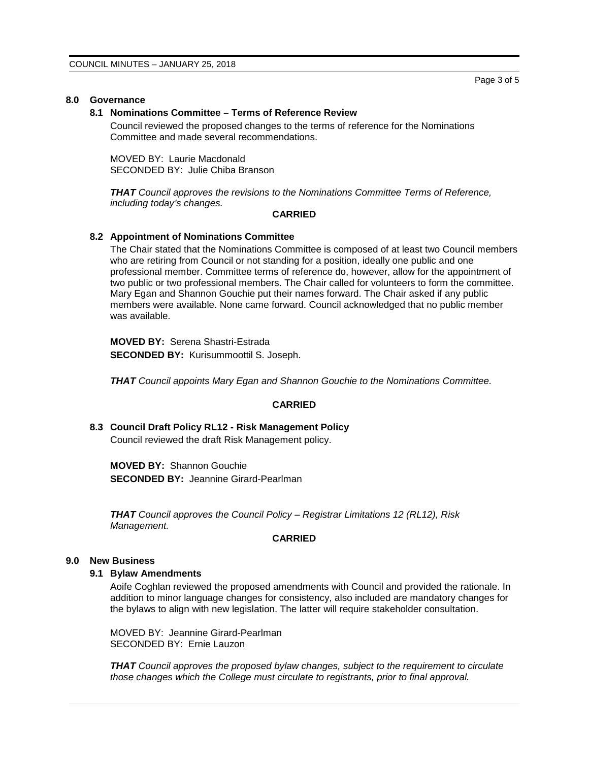## 8.0 Governance

### 8.1 Nominations Committee – Terms of Reference Review

Council reviewed the proposed changes to the terms of reference for the Nominations Committee and made several recommendations.

MOVED BY: Laurie Macdonald
SECONDED BY: Julie Chiba Branson

***THAT** Council approves the revisions to the Nominations Committee Terms of Reference, including today's changes.*

**CARRIED**

### 8.2 Appointment of Nominations Committee

The Chair stated that the Nominations Committee is composed of at least two Council members who are retiring from Council or not standing for a position, ideally one public and one professional member. Committee terms of reference do, however, allow for the appointment of two public or two professional members. The Chair called for volunteers to form the committee. Mary Egan and Shannon Gouchie put their names forward. The Chair asked if any public members were available. None came forward. Council acknowledged that no public member was available.

**MOVED BY:** Serena Shastri-Estrada
**SECONDED BY:** Kurisummoottil S. Joseph.

***THAT** Council appoints Mary Egan and Shannon Gouchie to the Nominations Committee.*

**CARRIED**

### 8.3 Council Draft Policy RL12 - Risk Management Policy

Council reviewed the draft Risk Management policy.

**MOVED BY:** Shannon Gouchie
**SECONDED BY:** Jeannine Girard-Pearlman

***THAT** Council approves the Council Policy – Registrar Limitations 12 (RL12), Risk Management.*

**CARRIED**

## 9.0 New Business

### 9.1 Bylaw Amendments

Aoife Coghlan reviewed the proposed amendments with Council and provided the rationale. In addition to minor language changes for consistency, also included are mandatory changes for the bylaws to align with new legislation. The latter will require stakeholder consultation.

MOVED BY: Jeannine Girard-Pearlman
SECONDED BY: Ernie Lauzon

***THAT** Council approves the proposed bylaw changes, subject to the requirement to circulate those changes which the College must circulate to registrants, prior to final approval.*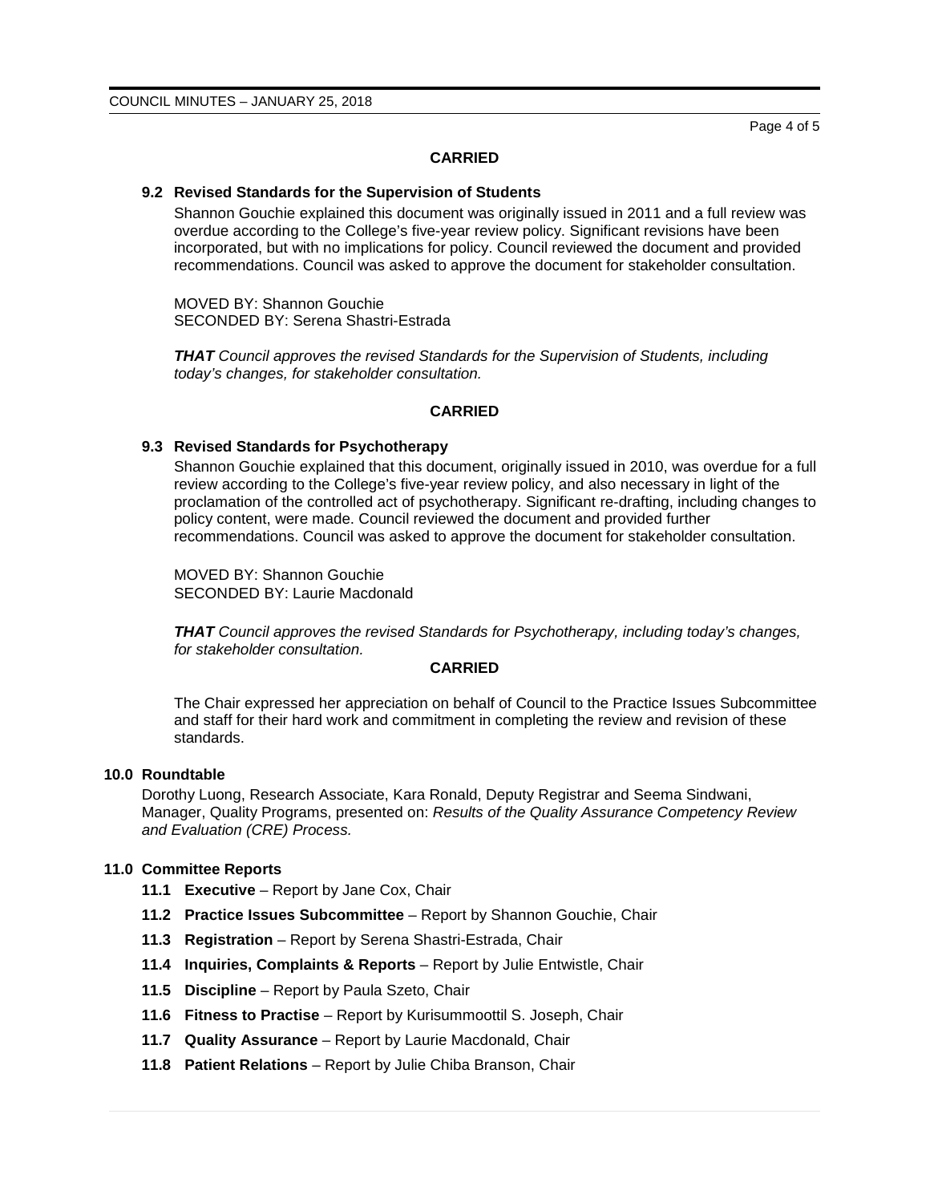**CARRIED**

### 9.2 Revised Standards for the Supervision of Students

Shannon Gouchie explained this document was originally issued in 2011 and a full review was overdue according to the College's five-year review policy. Significant revisions have been incorporated, but with no implications for policy. Council reviewed the document and provided recommendations. Council was asked to approve the document for stakeholder consultation.

MOVED BY: Shannon Gouchie
SECONDED BY: Serena Shastri-Estrada

***THAT** Council approves the revised Standards for the Supervision of Students, including today's changes, for stakeholder consultation.*

**CARRIED**

### 9.3 Revised Standards for Psychotherapy

Shannon Gouchie explained that this document, originally issued in 2010, was overdue for a full review according to the College's five-year review policy, and also necessary in light of the proclamation of the controlled act of psychotherapy. Significant re-drafting, including changes to policy content, were made. Council reviewed the document and provided further recommendations. Council was asked to approve the document for stakeholder consultation.

MOVED BY: Shannon Gouchie
SECONDED BY: Laurie Macdonald

***THAT** Council approves the revised Standards for Psychotherapy, including today's changes, for stakeholder consultation.*

**CARRIED**

The Chair expressed her appreciation on behalf of Council to the Practice Issues Subcommittee and staff for their hard work and commitment in completing the review and revision of these standards.

## 10.0 Roundtable

Dorothy Luong, Research Associate, Kara Ronald, Deputy Registrar and Seema Sindwani, Manager, Quality Programs, presented on: *Results of the Quality Assurance Competency Review and Evaluation (CRE) Process.*

## 11.0 Committee Reports

- **11.1 Executive** – Report by Jane Cox, Chair
- **11.2 Practice Issues Subcommittee** – Report by Shannon Gouchie, Chair
- **11.3 Registration** – Report by Serena Shastri-Estrada, Chair
- **11.4 Inquiries, Complaints & Reports** – Report by Julie Entwistle, Chair
- **11.5 Discipline** – Report by Paula Szeto, Chair
- **11.6 Fitness to Practise** – Report by Kurisummoottil S. Joseph, Chair
- **11.7 Quality Assurance** – Report by Laurie Macdonald, Chair
- **11.8 Patient Relations** – Report by Julie Chiba Branson, Chair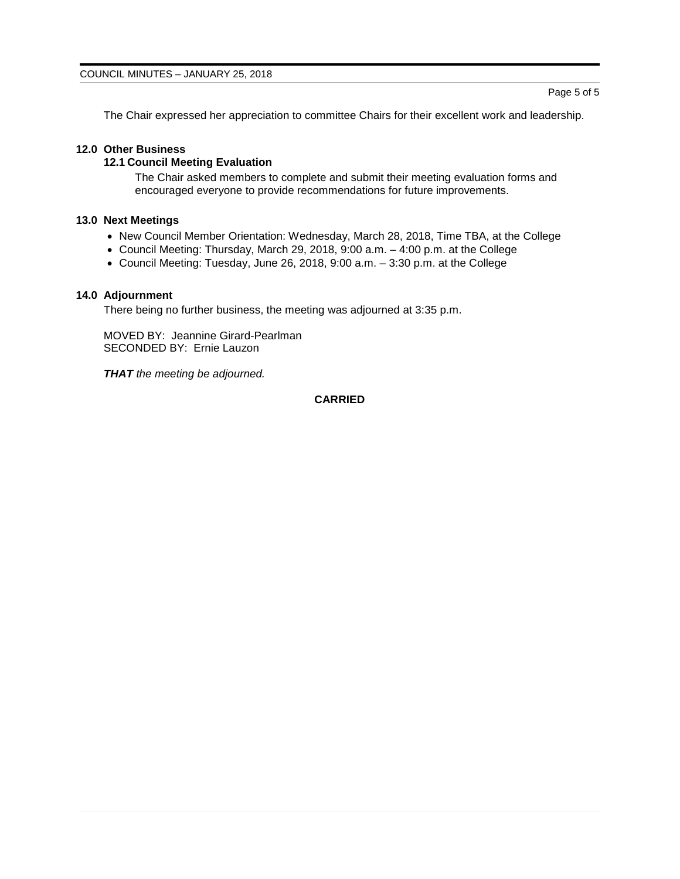The Chair expressed her appreciation to committee Chairs for their excellent work and leadership.

## 12.0 Other Business

### 12.1 Council Meeting Evaluation

The Chair asked members to complete and submit their meeting evaluation forms and encouraged everyone to provide recommendations for future improvements.

## 13.0 Next Meetings

- New Council Member Orientation: Wednesday, March 28, 2018, Time TBA, at the College
- Council Meeting: Thursday, March 29, 2018, 9:00 a.m. – 4:00 p.m. at the College
- Council Meeting: Tuesday, June 26, 2018, 9:00 a.m. – 3:30 p.m. at the College

## 14.0 Adjournment

There being no further business, the meeting was adjourned at 3:35 p.m.

MOVED BY: Jeannine Girard-Pearlman
SECONDED BY: Ernie Lauzon

***THAT*** *the meeting be adjourned.*

**CARRIED**